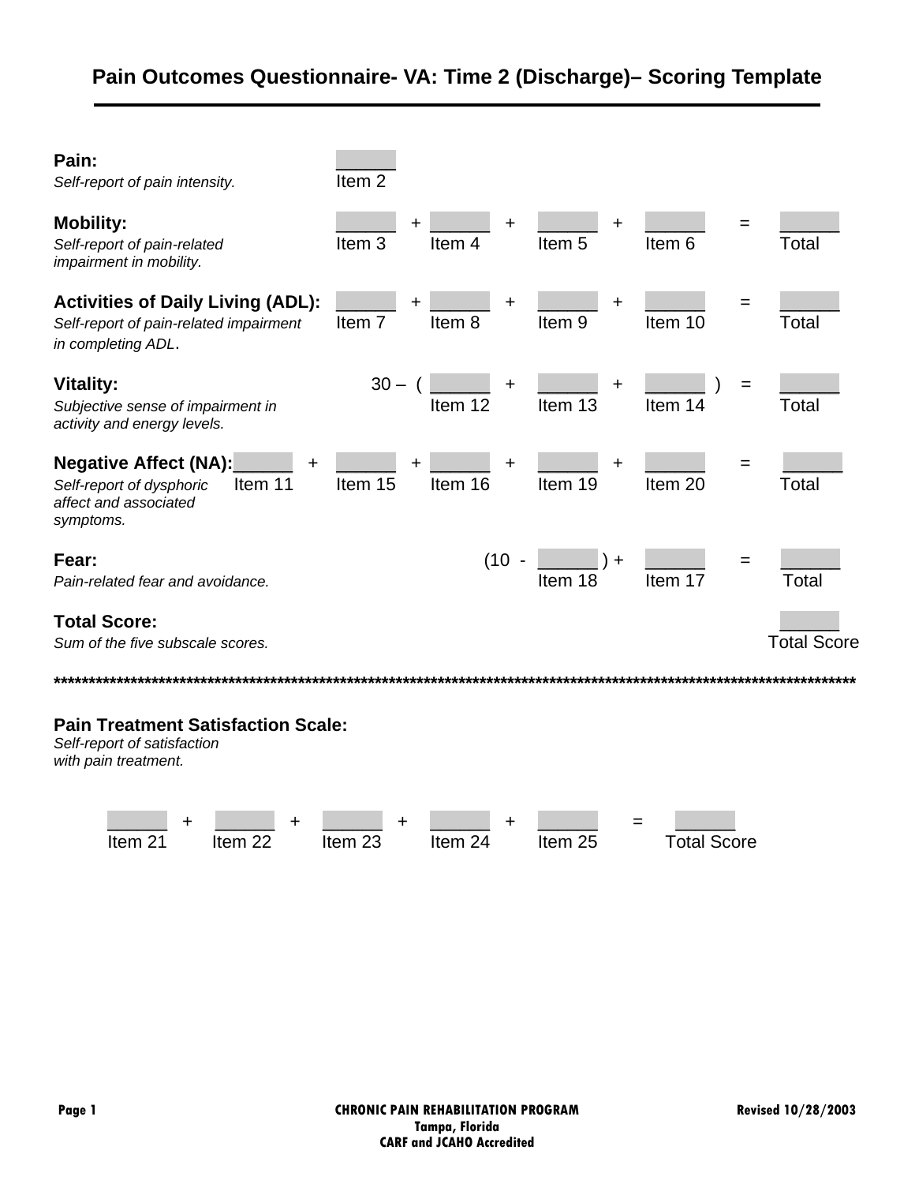# Pain Outcomes Questionnaire- VA: Time 2 (Discharge)– Scoring Template

---

**Pain:**
*Self-report of pain intensity.*

______ 
Item 2

**Mobility:**
*Self-report of pain-related impairment in mobility.*

______ + ______ + ______ + ______ = ______
Item 3 Item 4 Item 5 Item 6 Total

**Activities of Daily Living (ADL):**
*Self-report of pain-related impairment in completing ADL.*

______ + ______ + ______ + ______ = ______
Item 7 Item 8 Item 9 Item 10 Total

**Vitality:**
*Subjective sense of impairment in activity and energy levels.*

30 – ( ______ + ______ + ______ ) = ______
Item 12 Item 13 Item 14 Total

**Negative Affect (NA):**
*Self-report of dysphoric affect and associated symptoms.*

______ + ______ + ______ + ______ + ______ = ______
Item 11 Item 15 Item 16 Item 19 Item 20 Total

**Fear:**
*Pain-related fear and avoidance.*

(10 - ______ ) + ______ = ______
Item 18 Item 17 Total

**Total Score:**
*Sum of the five subscale scores.*

______
Total Score

*********************************************************************************************************************

**Pain Treatment Satisfaction Scale:**
*Self-report of satisfaction with pain treatment.*

______ + ______ + ______ + ______ + ______ = ______
Item 21 Item 22 Item 23 Item 24 Item 25 Total Score

**CHRONIC PAIN REHABILITATION PROGRAM**
**Tampa, Florida**
**CARF and JCAHO Accredited**

**Revised 10/28/2003**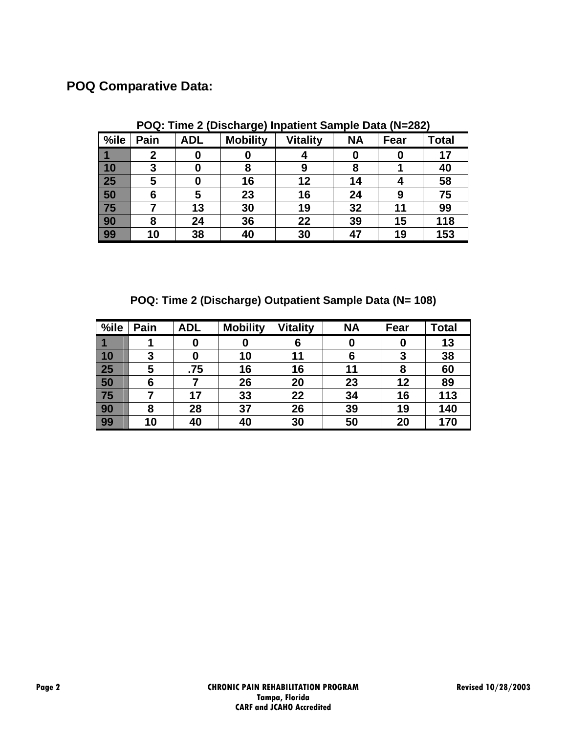## POQ Comparative Data:

**POQ: Time 2 (Discharge) Inpatient Sample Data (N=282)**

| %ile | Pain | ADL | Mobility | Vitality | NA | Fear | Total |
|---|---|---|---|---|---|---|---|
| 1 | 2 | 0 | 0 | 4 | 0 | 0 | 17 |
| 10 | 3 | 0 | 8 | 9 | 8 | 1 | 40 |
| 25 | 5 | 0 | 16 | 12 | 14 | 4 | 58 |
| 50 | 6 | 5 | 23 | 16 | 24 | 9 | 75 |
| 75 | 7 | 13 | 30 | 19 | 32 | 11 | 99 |
| 90 | 8 | 24 | 36 | 22 | 39 | 15 | 118 |
| 99 | 10 | 38 | 40 | 30 | 47 | 19 | 153 |

**POQ: Time 2 (Discharge) Outpatient Sample Data (N= 108)**

| %ile | Pain | ADL | Mobility | Vitality | NA | Fear | Total |
|---|---|---|---|---|---|---|---|
| 1 | 1 | 0 | 0 | 6 | 0 | 0 | 13 |
| 10 | 3 | 0 | 10 | 11 | 6 | 3 | 38 |
| 25 | 5 | .75 | 16 | 16 | 11 | 8 | 60 |
| 50 | 6 | 7 | 26 | 20 | 23 | 12 | 89 |
| 75 | 7 | 17 | 33 | 22 | 34 | 16 | 113 |
| 90 | 8 | 28 | 37 | 26 | 39 | 19 | 140 |
| 99 | 10 | 40 | 40 | 30 | 50 | 20 | 170 |